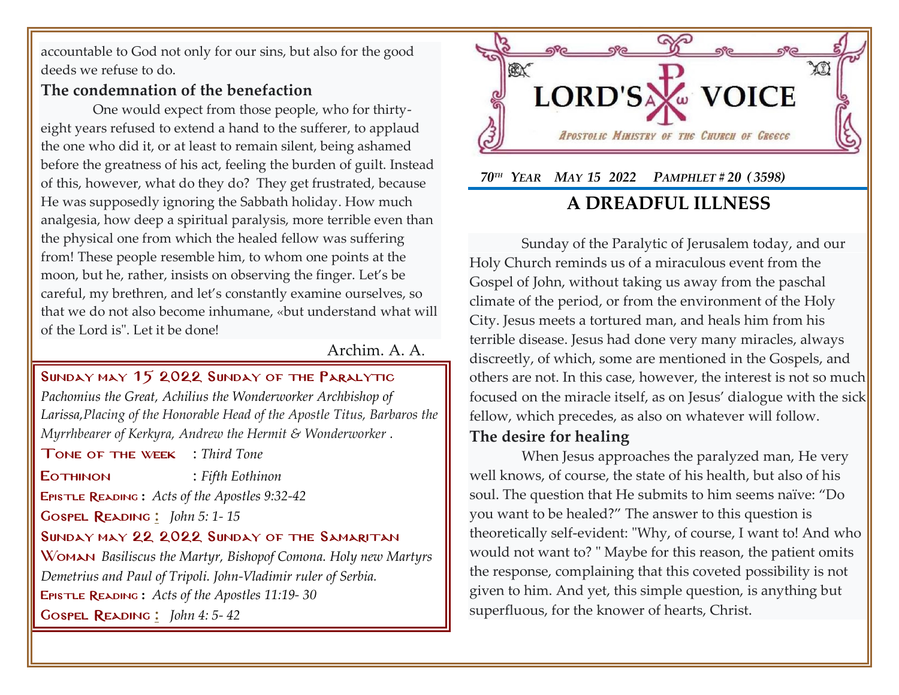# LORD'S VOICE

*Apostolic Ministry of the Church of Greece*

***70th Year May 15 2022 Pamphlet # 20 (3598)***

## A DREADFUL ILLNESS

Sunday of the Paralytic of Jerusalem today, and our Holy Church reminds us of a miraculous event from the Gospel of John, without taking us away from the paschal climate of the period, or from the environment of the Holy City. Jesus meets a tortured man, and heals him from his terrible disease. Jesus had done very many miracles, always discreetly, of which, some are mentioned in the Gospels, and others are not. In this case, however, the interest is not so much focused on the miracle itself, as on Jesus' dialogue with the sick fellow, which precedes, as also on whatever will follow.

**The desire for healing**

When Jesus approaches the paralyzed man, He very well knows, of course, the state of his health, but also of his soul. The question that He submits to him seems naïve: "Do you want to be healed?" The answer to this question is theoretically self-evident: "Why, of course, I want to! And who would not want to? " Maybe for this reason, the patient omits the response, complaining that this coveted possibility is not given to him. And yet, this simple question, is anything but superfluous, for the knower of hearts, Christ.

accountable to God not only for our sins, but also for the good deeds we refuse to do.

**The condemnation of the benefaction**

One would expect from those people, who for thirty-eight years refused to extend a hand to the sufferer, to applaud the one who did it, or at least to remain silent, being ashamed before the greatness of his act, feeling the burden of guilt. Instead of this, however, what do they do? They get frustrated, because He was supposedly ignoring the Sabbath holiday. How much analgesia, how deep a spiritual paralysis, more terrible even than the physical one from which the healed fellow was suffering from! These people resemble him, to whom one points at the moon, but he, rather, insists on observing the finger. Let's be careful, my brethren, and let's constantly examine ourselves, so that we do not also become inhumane, «but understand what will of the Lord is". Let it be done!

Archim. A. A.

**Sunday may 15 2022 Sunday of the Paralytic**
*Pachomius the Great, Achilius the Wonderworker Archbishop of Larissa,Placing of the Honorable Head of the Apostle Titus, Barbaros the Myrrhbearer of Kerkyra, Andrew the Hermit & Wonderworker .*

**Tone of the week** : *Third Tone*

**Eothinon** : *Fifth Eothinon*

**Epistle Reading :** *Acts of the Apostles 9:32-42*

**Gospel Reading :** *John 5: 1- 15*

**Sunday may 22 2022 Sunday of the Samaritan Woman** *Basiliscus the Martyr, Bishopof Comona. Holy new Martyrs Demetrius and Paul of Tripoli. John-Vladimir ruler of Serbia.*

**Epistle Reading :** *Acts of the Apostles 11:19- 30*

**Gospel Reading :** *John 4: 5- 42*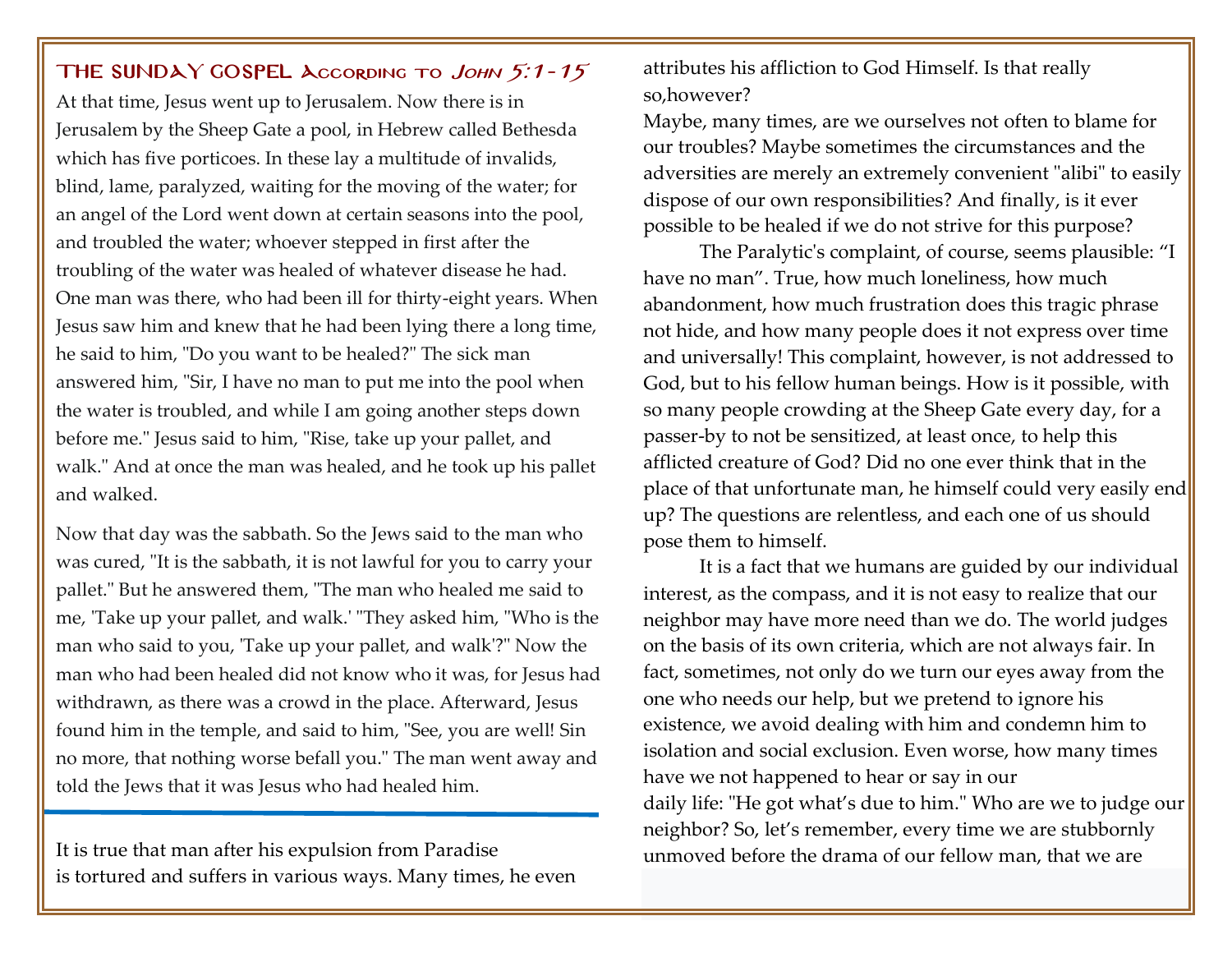## THE SUNDAY GOSPEL According to *John 5:1-15*

At that time, Jesus went up to Jerusalem. Now there is in Jerusalem by the Sheep Gate a pool, in Hebrew called Bethesda which has five porticoes. In these lay a multitude of invalids, blind, lame, paralyzed, waiting for the moving of the water; for an angel of the Lord went down at certain seasons into the pool, and troubled the water; whoever stepped in first after the troubling of the water was healed of whatever disease he had. One man was there, who had been ill for thirty-eight years. When Jesus saw him and knew that he had been lying there a long time, he said to him, "Do you want to be healed?" The sick man answered him, "Sir, I have no man to put me into the pool when the water is troubled, and while I am going another steps down before me." Jesus said to him, "Rise, take up your pallet, and walk." And at once the man was healed, and he took up his pallet and walked.

Now that day was the sabbath. So the Jews said to the man who was cured, "It is the sabbath, it is not lawful for you to carry your pallet." But he answered them, "The man who healed me said to me, 'Take up your pallet, and walk.' "They asked him, "Who is the man who said to you, 'Take up your pallet, and walk'?" Now the man who had been healed did not know who it was, for Jesus had withdrawn, as there was a crowd in the place. Afterward, Jesus found him in the temple, and said to him, "See, you are well! Sin no more, that nothing worse befall you." The man went away and told the Jews that it was Jesus who had healed him.

---

It is true that man after his expulsion from Paradise is tortured and suffers in various ways. Many times, he even attributes his affliction to God Himself. Is that really so,however?

Maybe, many times, are we ourselves not often to blame for our troubles? Maybe sometimes the circumstances and the adversities are merely an extremely convenient "alibi" to easily dispose of our own responsibilities? And finally, is it ever possible to be healed if we do not strive for this purpose?

The Paralytic's complaint, of course, seems plausible: “I have no man”. True, how much loneliness, how much abandonment, how much frustration does this tragic phrase not hide, and how many people does it not express over time and universally! This complaint, however, is not addressed to God, but to his fellow human beings. How is it possible, with so many people crowding at the Sheep Gate every day, for a passer-by to not be sensitized, at least once, to help this afflicted creature of God? Did no one ever think that in the place of that unfortunate man, he himself could very easily end up? The questions are relentless, and each one of us should pose them to himself.

It is a fact that we humans are guided by our individual interest, as the compass, and it is not easy to realize that our neighbor may have more need than we do. The world judges on the basis of its own criteria, which are not always fair. In fact, sometimes, not only do we turn our eyes away from the one who needs our help, but we pretend to ignore his existence, we avoid dealing with him and condemn him to isolation and social exclusion. Even worse, how many times have we not happened to hear or say in our daily life: "He got what’s due to him." Who are we to judge our neighbor? So, let’s remember, every time we are stubbornly unmoved before the drama of our fellow man, that we are